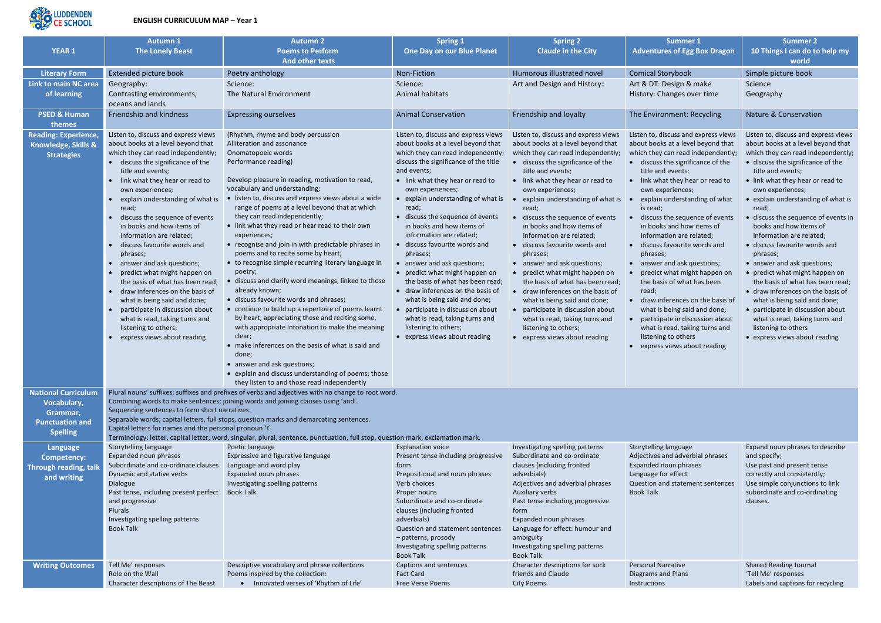LUDDENDEN CE SCHOOL

**ENGLISH CURRICULUM MAP – Year 1**

| YEAR 1 | Autumn 1<br>The Lonely Beast | Autumn 2<br>Poems to Perform<br>And other texts | Spring 1<br>One Day on our Blue Planet | Spring 2<br>Claude in the City | Summer 1<br>Adventures of Egg Box Dragon | Summer 2<br>10 Things I can do to help my world |
|---|---|---|---|---|---|---|
| **Literary Form** | Extended picture book | Poetry anthology | Non-Fiction | Humorous illustrated novel | Comical Storybook | Simple picture book |
| **Link to main NC area of learning** | Geography:<br>Contrasting environments, oceans and lands | Science:<br>The Natural Environment | Science:<br>Animal habitats | Art and Design and History: | Art & DT: Design & make<br>History: Changes over time | Science<br>Geography |
| **PSED & Human themes** | Friendship and kindness | Expressing ourselves | Animal Conservation | Friendship and loyalty | The Environment: Recycling | Nature & Conservation |
| **Reading: Experience, Knowledge, Skills & Strategies** | Listen to, discuss and express views about books at a level beyond that which they can read independently;<br>• discuss the significance of the title and events;<br>• link what they hear or read to own experiences;<br>• explain understanding of what is read;<br>• discuss the sequence of events in books and how items of information are related;<br>• discuss favourite words and phrases;<br>• answer and ask questions;<br>• predict what might happen on the basis of what has been read;<br>• draw inferences on the basis of what is being said and done;<br>• participate in discussion about what is read, taking turns and listening to others;<br>• express views about reading | (Rhythm, rhyme and body percussion<br>Alliteration and assonance<br>Onomatopoeic words<br>Performance reading)<br><br>Develop pleasure in reading, motivation to read, vocabulary and understanding;<br>• listen to, discuss and express views about a wide range of poems at a level beyond that at which they can read independently;<br>• link what they read or hear read to their own experiences;<br>• recognise and join in with predictable phrases in poems and to recite some by heart;<br>• to recognise simple recurring literary language in poetry;<br>• discuss and clarify word meanings, linked to those already known;<br>• discuss favourite words and phrases;<br>• continue to build up a repertoire of poems learnt by heart, appreciating these and reciting some, with appropriate intonation to make the meaning clear;<br>• make inferences on the basis of what is said and done;<br>• answer and ask questions;<br>• explain and discuss understanding of poems; those they listen to and those read independently | Listen to, discuss and express views about books at a level beyond that which they can read independently; discuss the significance of the title and events;<br>• link what they hear or read to own experiences;<br>• explain understanding of what is read;<br>• discuss the sequence of events in books and how items of information are related;<br>• discuss favourite words and phrases;<br>• answer and ask questions;<br>• predict what might happen on the basis of what has been read;<br>• draw inferences on the basis of what is being said and done;<br>• participate in discussion about what is read, taking turns and listening to others;<br>• express views about reading | Listen to, discuss and express views about books at a level beyond that which they can read independently;<br>• discuss the significance of the title and events;<br>• link what they hear or read to own experiences;<br>• explain understanding of what is read;<br>• discuss the sequence of events in books and how items of information are related;<br>• discuss favourite words and phrases;<br>• answer and ask questions;<br>• predict what might happen on the basis of what has been read;<br>• draw inferences on the basis of what is being said and done;<br>• participate in discussion about what is read, taking turns and listening to others;<br>• express views about reading | Listen to, discuss and express views about books at a level beyond that which they can read independently;<br>• discuss the significance of the title and events;<br>• link what they hear or read to own experiences;<br>• explain understanding of what is read;<br>• discuss the sequence of events in books and how items of information are related;<br>• discuss favourite words and phrases;<br>• answer and ask questions;<br>• predict what might happen on the basis of what has been read;<br>• draw inferences on the basis of what is being said and done;<br>• participate in discussion about what is read, taking turns and listening to others<br>• express views about reading | Listen to, discuss and express views about books at a level beyond that which they can read independently;<br>• discuss the significance of the title and events;<br>• link what they hear or read to own experiences;<br>• explain understanding of what is read;<br>• discuss the sequence of events in books and how items of information are related;<br>• discuss favourite words and phrases;<br>• answer and ask questions;<br>• predict what might happen on the basis of what has been read;<br>• draw inferences on the basis of what is being said and done;<br>• participate in discussion about what is read, taking turns and listening to others<br>• express views about reading |
| **National Curriculum Vocabulary, Grammar, Punctuation and Spelling** | Plural nouns' suffixes; suffixes and prefixes of verbs and adjectives with no change to root word.<br>Combining words to make sentences; joining words and joining clauses using 'and'.<br>Sequencing sentences to form short narratives.<br>Separable words; capital letters, full stops, question marks and demarcating sentences.<br>Capital letters for names and the personal pronoun 'I'.<br>Terminology: letter, capital letter, word, singular, plural, sentence, punctuation, full stop, question mark, exclamation mark. | | | | | |
| **Language Competency: Through reading, talk and writing** | Storytelling language<br>Expanded noun phrases<br>Subordinate and co-ordinate clauses<br>Dynamic and stative verbs<br>Dialogue<br>Past tense, including present perfect and progressive<br>Plurals<br>Investigating spelling patterns<br>Book Talk | Poetic language<br>Expressive and figurative language<br>Language and word play<br>Expanded noun phrases<br>Investigating spelling patterns<br>Book Talk | Explanation voice<br>Present tense including progressive form<br>Prepositional and noun phrases<br>Verb choices<br>Proper nouns<br>Subordinate and co-ordinate clauses (including fronted adverbials)<br>Question and statement sentences – patterns, prosody<br>Investigating spelling patterns<br>Book Talk | Investigating spelling patterns<br>Subordinate and co-ordinate clauses (including fronted adverbials)<br>Adjectives and adverbial phrases<br>Auxiliary verbs<br>Past tense including progressive form<br>Expanded noun phrases<br>Language for effect: humour and ambiguity<br>Investigating spelling patterns<br>Book Talk | Storytelling language<br>Adjectives and adverbial phrases<br>Expanded noun phrases<br>Language for effect<br>Question and statement sentences<br>Book Talk | Expand noun phrases to describe and specify;<br>Use past and present tense correctly and consistently;<br>Use simple conjunctions to link subordinate and co-ordinating clauses. |
| **Writing Outcomes** | Tell Me' responses<br>Role on the Wall<br>Character descriptions of The Beast | Descriptive vocabulary and phrase collections<br>Poems inspired by the collection:<br>• Innovated verses of 'Rhythm of Life' | Captions and sentences<br>Fact Card<br>Free Verse Poems | Character descriptions for sock friends and Claude<br>City Poems | Personal Narrative<br>Diagrams and Plans<br>Instructions | Shared Reading Journal<br>'Tell Me' responses<br>Labels and captions for recycling |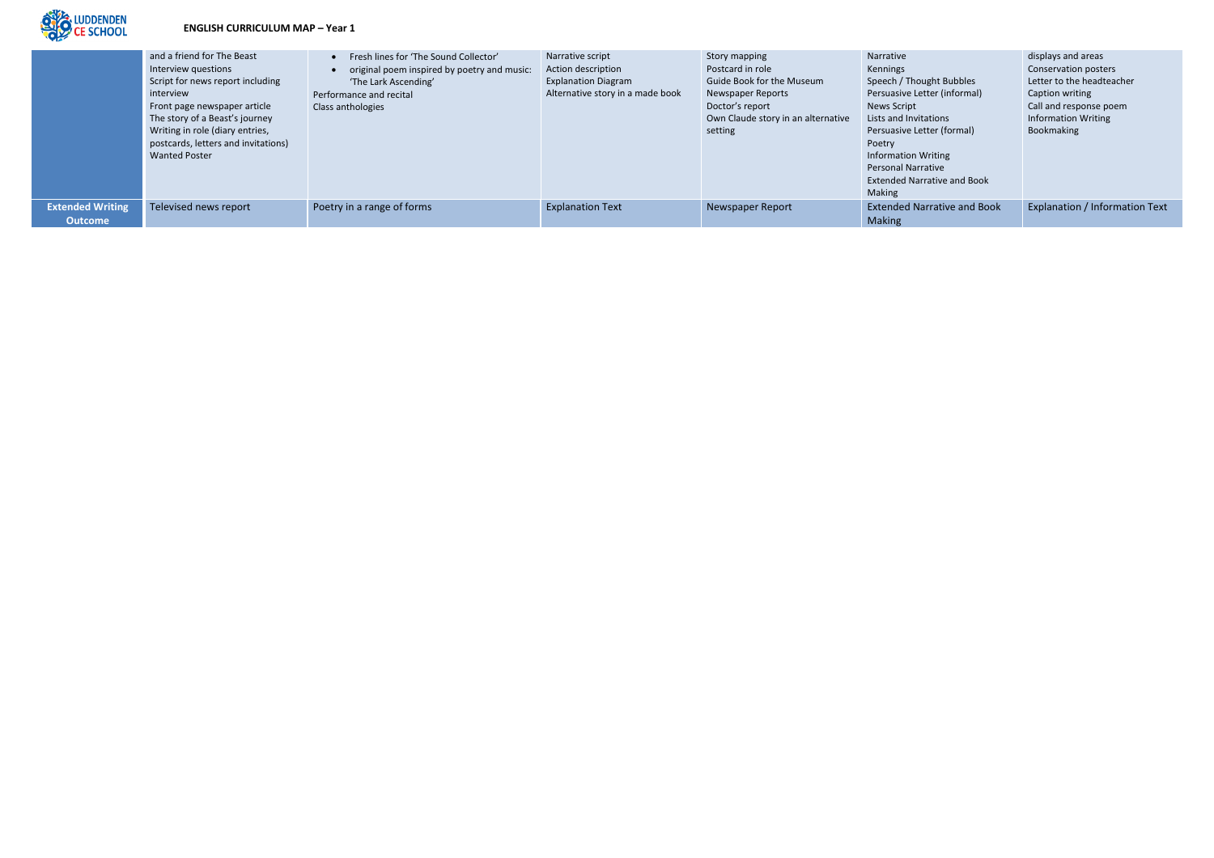**ENGLISH CURRICULUM MAP – Year 1**

| | | | | | | |
|---|---|---|---|---|---|---|
| | and a friend for The Beast<br>Interview questions<br>Script for news report including interview<br>Front page newspaper article<br>The story of a Beast's journey<br>Writing in role (diary entries, postcards, letters and invitations)<br>Wanted Poster | • Fresh lines for 'The Sound Collector'<br>• original poem inspired by poetry and music: 'The Lark Ascending'<br>Performance and recital<br>Class anthologies | Narrative script<br>Action description<br>Explanation Diagram<br>Alternative story in a made book | Story mapping<br>Postcard in role<br>Guide Book for the Museum<br>Newspaper Reports<br>Doctor's report<br>Own Claude story in an alternative setting | Narrative<br>Kennings<br>Speech / Thought Bubbles<br>Persuasive Letter (informal)<br>News Script<br>Lists and Invitations<br>Persuasive Letter (formal)<br>Poetry<br>Information Writing<br>Personal Narrative<br>Extended Narrative and Book Making | displays and areas<br>Conservation posters<br>Letter to the headteacher<br>Caption writing<br>Call and response poem<br>Information Writing<br>Bookmaking |
| **Extended Writing Outcome** | Televised news report | Poetry in a range of forms | Explanation Text | Newspaper Report | Extended Narrative and Book Making | Explanation / Information Text |